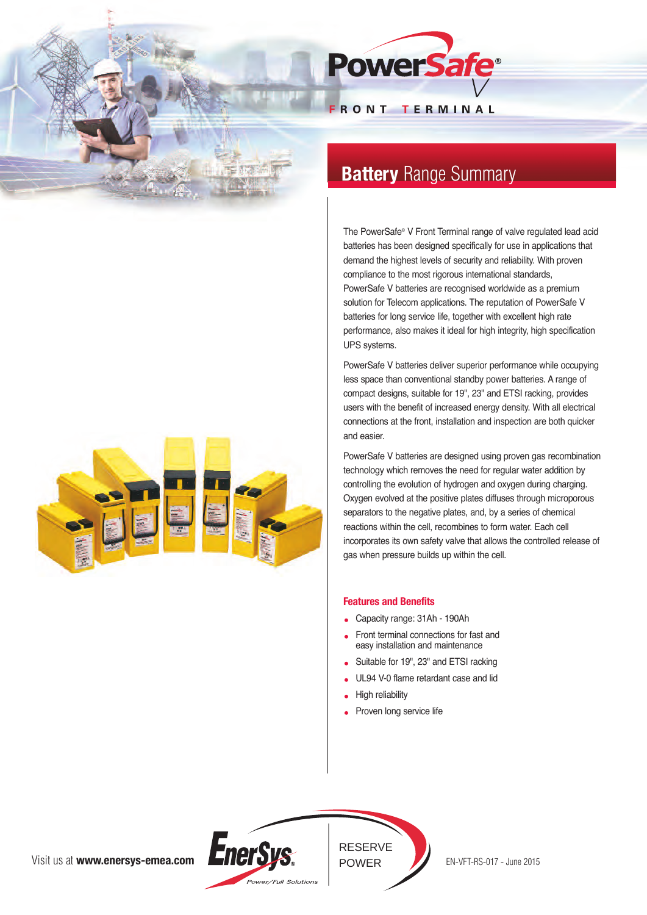# PowerSafe® V

FRONT TERMINAL

## Battery Range Summary

The PowerSafe® V Front Terminal range of valve regulated lead acid batteries has been designed specifically for use in applications that demand the highest levels of security and reliability. With proven compliance to the most rigorous international standards, PowerSafe V batteries are recognised worldwide as a premium solution for Telecom applications. The reputation of PowerSafe V batteries for long service life, together with excellent high rate performance, also makes it ideal for high integrity, high specification UPS systems.

PowerSafe V batteries deliver superior performance while occupying less space than conventional standby power batteries. A range of compact designs, suitable for 19", 23" and ETSI racking, provides users with the benefit of increased energy density. With all electrical connections at the front, installation and inspection are both quicker and easier.

PowerSafe V batteries are designed using proven gas recombination technology which removes the need for regular water addition by controlling the evolution of hydrogen and oxygen during charging. Oxygen evolved at the positive plates diffuses through microporous separators to the negative plates, and, by a series of chemical reactions within the cell, recombines to form water. Each cell incorporates its own safety valve that allows the controlled release of gas when pressure builds up within the cell.

### Features and Benefits

- Capacity range: 31Ah - 190Ah
- Front terminal connections for fast and easy installation and maintenance
- Suitable for 19", 23" and ETSI racking
- UL94 V-0 flame retardant case and lid
- High reliability
- Proven long service life

Visit us at **www.enersys-emea.com**

EnerSys® Power/Full Solutions

RESERVE POWER

EN-VFT-RS-017 - June 2015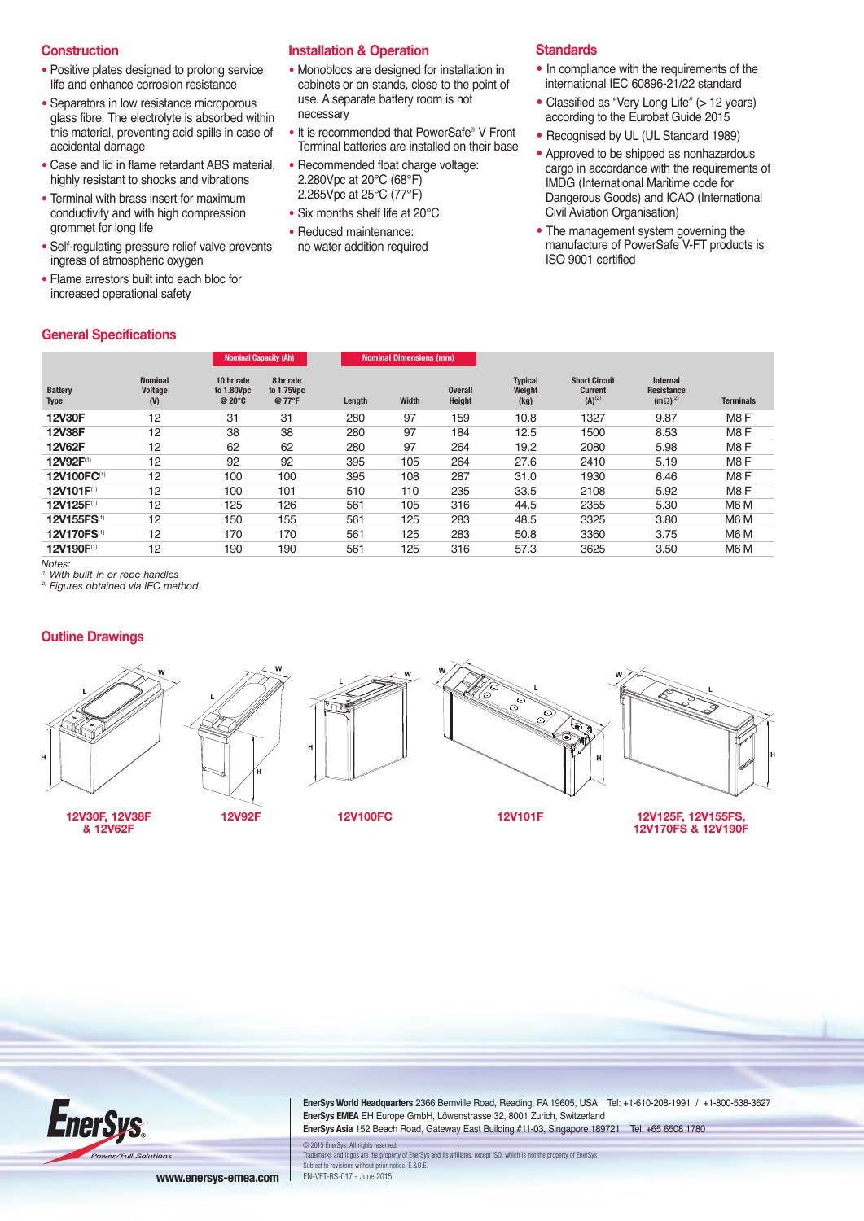## Construction

- Positive plates designed to prolong service life and enhance corrosion resistance
- Separators in low resistance microporous glass fibre. The electrolyte is absorbed within this material, preventing acid spills in case of accidental damage
- Case and lid in flame retardant ABS material, highly resistant to shocks and vibrations
- Terminal with brass insert for maximum conductivity and with high compression grommet for long life
- Self-regulating pressure relief valve prevents ingress of atmospheric oxygen
- Flame arrestors built into each bloc for increased operational safety

## Installation & Operation

- Monoblocs are designed for installation in cabinets or on stands, close to the point of use. A separate battery room is not necessary
- It is recommended that PowerSafe® V Front Terminal batteries are installed on their base
- Recommended float charge voltage: 2.280Vpc at 20°C (68°F) 2.265Vpc at 25°C (77°F)
- Six months shelf life at 20°C
- Reduced maintenance: no water addition required

## Standards

- In compliance with the requirements of the international IEC 60896-21/22 standard
- Classified as "Very Long Life" (> 12 years) according to the Eurobat Guide 2015
- Recognised by UL (UL Standard 1989)
- Approved to be shipped as nonhazardous cargo in accordance with the requirements of IMDG (International Maritime code for Dangerous Goods) and ICAO (International Civil Aviation Organisation)
- The management system governing the manufacture of PowerSafe V-FT products is ISO 9001 certified

## General Specifications

| | | Nominal Capacity (Ah) | | Nominal Dimensions (mm) | | | | | | |
|---|---|---|---|---|---|---|---|---|---|---|
| Battery Type | Nominal Voltage (V) | 10 hr rate to 1.80Vpc @ 20°C | 8 hr rate to 1.75Vpc @ 77°F | Length | Width | Overall Height | Typical Weight (kg) | Short Circuit Current (A)[2] | Internal Resistance (mΩ)[2] | Terminals |
| **12V30F** | 12 | 31 | 31 | 280 | 97 | 159 | 10.8 | 1327 | 9.87 | M8 F |
| **12V38F** | 12 | 38 | 38 | 280 | 97 | 184 | 12.5 | 1500 | 8.53 | M8 F |
| **12V62F** | 12 | 62 | 62 | 280 | 97 | 264 | 19.2 | 2080 | 5.98 | M8 F |
| **12V92F**[1] | 12 | 92 | 92 | 395 | 105 | 264 | 27.6 | 2410 | 5.19 | M8 F |
| **12V100FC**[1] | 12 | 100 | 100 | 395 | 108 | 287 | 31.0 | 1930 | 6.46 | M8 F |
| **12V101F**[1] | 12 | 100 | 101 | 510 | 110 | 235 | 33.5 | 2108 | 5.92 | M8 F |
| **12V125F**[1] | 12 | 125 | 126 | 561 | 105 | 316 | 44.5 | 2355 | 5.30 | M6 M |
| **12V155FS**[1] | 12 | 150 | 155 | 561 | 125 | 283 | 48.5 | 3325 | 3.80 | M6 M |
| **12V170FS**[1] | 12 | 170 | 170 | 561 | 125 | 283 | 50.8 | 3360 | 3.75 | M6 M |
| **12V190F**[1] | 12 | 190 | 190 | 561 | 125 | 316 | 57.3 | 3625 | 3.50 | M6 M |

*Notes:*
*[1] With built-in or rope handles*
*[2] Figures obtained via IEC method*

## Outline Drawings

12V30F, 12V38F & 12V62F

12V92F

12V100FC

12V101F

12V125F, 12V155FS, 12V170FS & 12V190F

EnerSys Power/Full Solutions

www.enersys-emea.com

**EnerSys World Headquarters** 2366 Bernville Road, Reading, PA 19605, USA Tel: +1-610-208-1991 / +1-800-538-3627
**EnerSys EMEA** EH Europe GmbH, Löwenstrasse 32, 8001 Zurich, Switzerland
**EnerSys Asia** 152 Beach Road, Gateway East Building #11-03, Singapore 189721 Tel: +65 6508 1780

© 2015 EnerSys. All rights reserved.
Trademarks and logos are the property of EnerSys and its affiliates, except ISO, which is not the property of EnerSys
Subject to revisions without prior notice. E.&O.E.
EN-VFT-RS-017 - June 2015